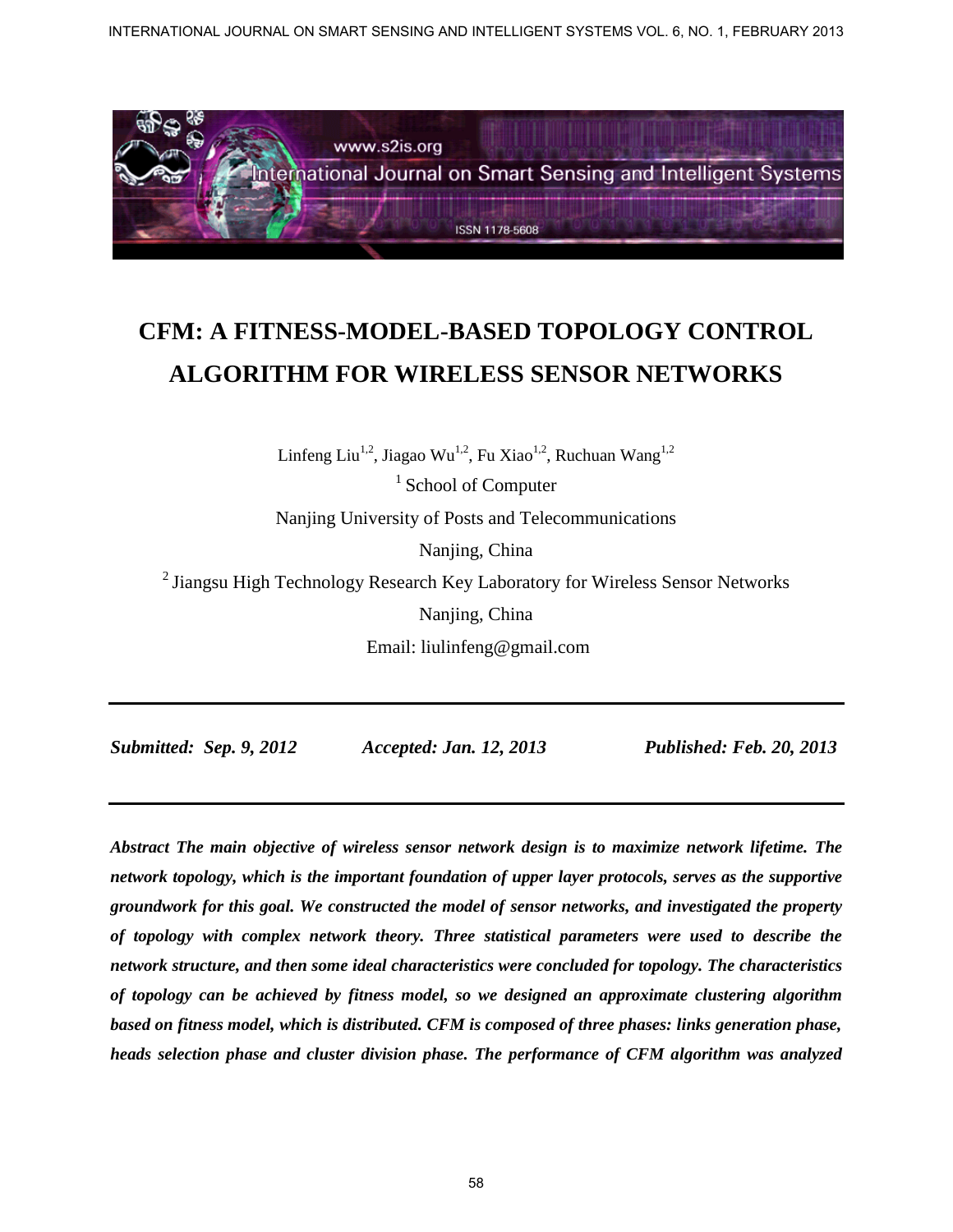# CFM: A FITNESS-MODEL-BASED TOPOLOGY CONTROL ALGORITHM FOR WIRELESS SENSOR NETWORKS

Linfeng Liu[1,2], Jiagao Wu[1,2], Fu Xiao[1,2], Ruchuan Wang[1,2]

[1] School of Computer

Nanjing University of Posts and Telecommunications

Nanjing, China

[2] Jiangsu High Technology Research Key Laboratory for Wireless Sensor Networks

Nanjing, China

Email: liulinfeng@gmail.com

---

***Submitted: Sep. 9, 2012*** ***Accepted: Jan. 12, 2013*** ***Published: Feb. 20, 2013***

---

***Abstract The main objective of wireless sensor network design is to maximize network lifetime. The network topology, which is the important foundation of upper layer protocols, serves as the supportive groundwork for this goal. We constructed the model of sensor networks, and investigated the property of topology with complex network theory. Three statistical parameters were used to describe the network structure, and then some ideal characteristics were concluded for topology. The characteristics of topology can be achieved by fitness model, so we designed an approximate clustering algorithm based on fitness model, which is distributed. CFM is composed of three phases: links generation phase, heads selection phase and cluster division phase. The performance of CFM algorithm was analyzed***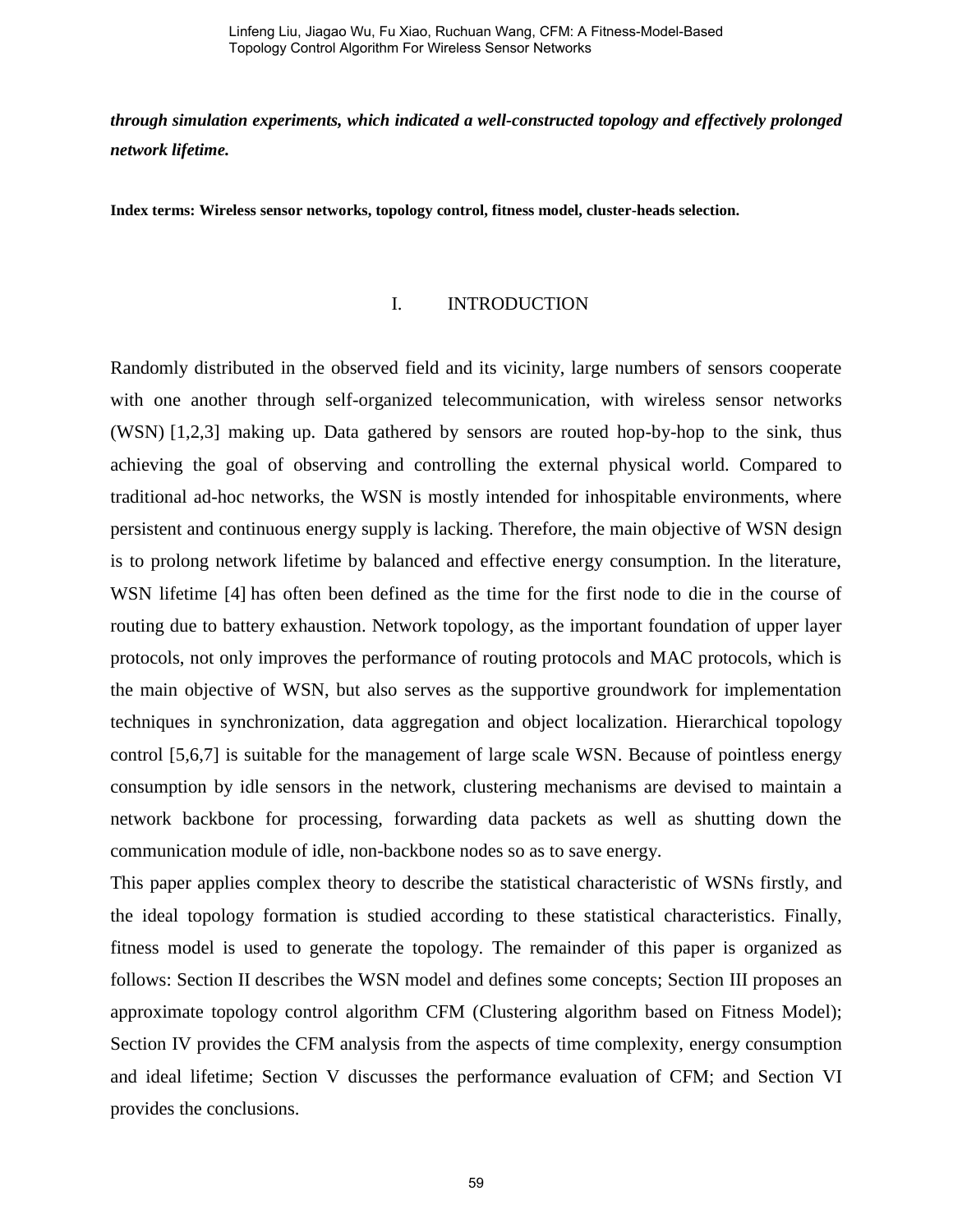***through simulation experiments, which indicated a well-constructed topology and effectively prolonged network lifetime.***

**Index terms: Wireless sensor networks, topology control, fitness model, cluster-heads selection.**

## I. INTRODUCTION

Randomly distributed in the observed field and its vicinity, large numbers of sensors cooperate with one another through self-organized telecommunication, with wireless sensor networks (WSN) [1,2,3] making up. Data gathered by sensors are routed hop-by-hop to the sink, thus achieving the goal of observing and controlling the external physical world. Compared to traditional ad-hoc networks, the WSN is mostly intended for inhospitable environments, where persistent and continuous energy supply is lacking. Therefore, the main objective of WSN design is to prolong network lifetime by balanced and effective energy consumption. In the literature, WSN lifetime [4] has often been defined as the time for the first node to die in the course of routing due to battery exhaustion. Network topology, as the important foundation of upper layer protocols, not only improves the performance of routing protocols and MAC protocols, which is the main objective of WSN, but also serves as the supportive groundwork for implementation techniques in synchronization, data aggregation and object localization. Hierarchical topology control [5,6,7] is suitable for the management of large scale WSN. Because of pointless energy consumption by idle sensors in the network, clustering mechanisms are devised to maintain a network backbone for processing, forwarding data packets as well as shutting down the communication module of idle, non-backbone nodes so as to save energy.

This paper applies complex theory to describe the statistical characteristic of WSNs firstly, and the ideal topology formation is studied according to these statistical characteristics. Finally, fitness model is used to generate the topology. The remainder of this paper is organized as follows: Section II describes the WSN model and defines some concepts; Section III proposes an approximate topology control algorithm CFM (Clustering algorithm based on Fitness Model); Section IV provides the CFM analysis from the aspects of time complexity, energy consumption and ideal lifetime; Section V discusses the performance evaluation of CFM; and Section VI provides the conclusions.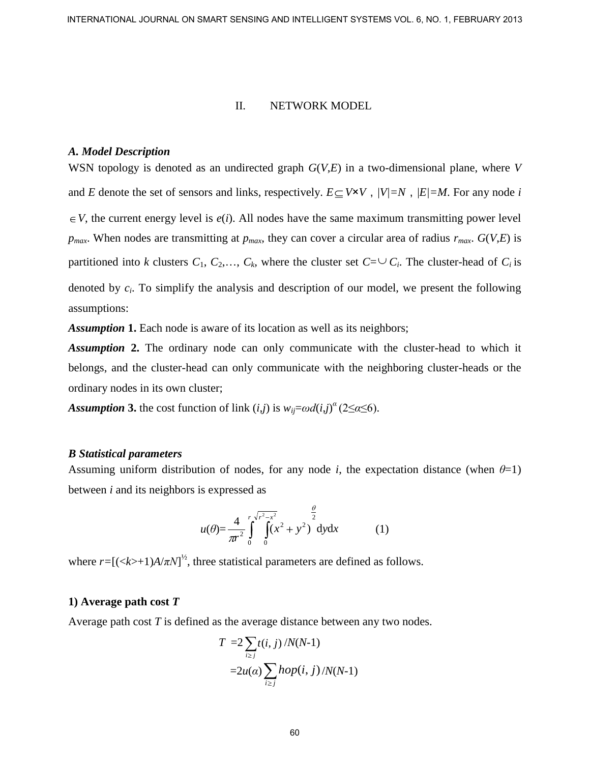## II. NETWORK MODEL

### *A. Model Description*

WSN topology is denoted as an undirected graph $G(V,E)$ in a two-dimensional plane, where $V$ and $E$ denote the set of sensors and links, respectively. $E \subseteq V \times V$ , $|V|=N$ , $|E|=M$. For any node $i \in V$, the current energy level is $e(i)$. All nodes have the same maximum transmitting power level $p_{max}$. When nodes are transmitting at $p_{max}$, they can cover a circular area of radius $r_{max}$. $G(V,E)$ is partitioned into $k$ clusters $C_1$, $C_2$,…, $C_k$, where the cluster set $C=\cup C_i$. The cluster-head of $C_i$ is denoted by $c_i$. To simplify the analysis and description of our model, we present the following assumptions:

***Assumption* 1.** Each node is aware of its location as well as its neighbors;

***Assumption* 2.** The ordinary node can only communicate with the cluster-head to which it belongs, and the cluster-head can only communicate with the neighboring cluster-heads or the ordinary nodes in its own cluster;

***Assumption* 3.** the cost function of link $(i,j)$ is $w_{ij}=\omega d(i,j)^{\alpha}$ $(2 \leq \alpha \leq 6)$.

### *B Statistical parameters*

Assuming uniform distribution of nodes, for any node $i$, the expectation distance (when $\theta$=1) between $i$ and its neighbors is expressed as

$$u(\theta)=\frac{4}{\pi r^2}\int_0^r \int_0^{\sqrt{r^2-x^2}} (x^2+y^2)^{\frac{\theta}{2}} \mathrm{d}y\mathrm{d}x \qquad (1)$$

where $r=[(<k>+1)A/\pi N]^{½}$, three statistical parameters are defined as follows.

#### 1) Average path cost *T*

Average path cost $T$ is defined as the average distance between any two nodes.

$$\begin{aligned} T &= 2\sum_{i \geq j} t(i,j)/N(N\text{-}1) \\ &= 2u(\alpha)\sum_{i \geq j} hop(i,j)/N(N\text{-}1) \end{aligned}$$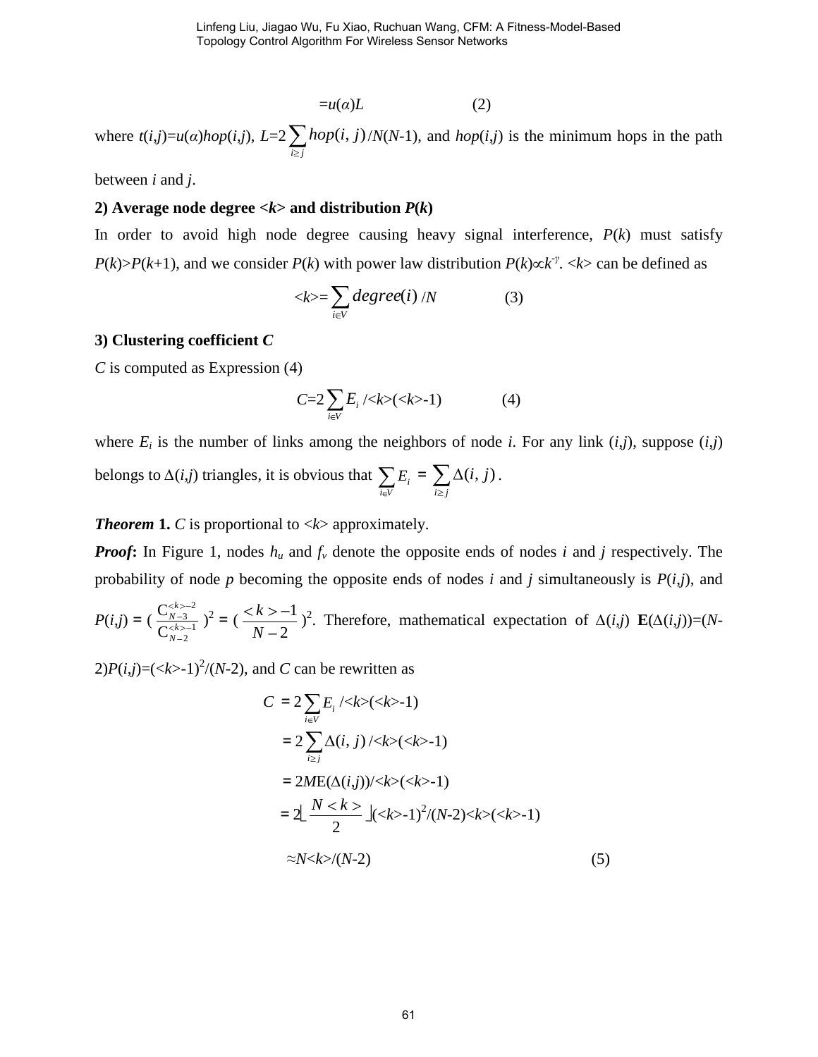$$=u(\alpha)L \qquad (2)$$

where $t(i,j)=u(\alpha)hop(i,j)$, $L=2\sum_{i\geq j} hop(i,j)/N(N\text{-}1)$, and $hop(i,j)$ is the minimum hops in the path between $i$ and $j$.

**2) Average node degree $<k>$ and distribution $P(k)$**

In order to avoid high node degree causing heavy signal interference, $P(k)$ must satisfy $P(k)>P(k+1)$, and we consider $P(k)$ with power law distribution $P(k)\propto k^{-\gamma}$. $<k>$ can be defined as

$$<k>=\sum_{i\in V} degree(i)/N \qquad (3)$$

**3) Clustering coefficient $C$**

$C$ is computed as Expression (4)

$$C=2\sum_{i\in V} E_i /<k>(<k>\text{-}1) \qquad (4)$$

where $E_i$ is the number of links among the neighbors of node $i$. For any link $(i,j)$, suppose $(i,j)$ belongs to $\Delta(i,j)$ triangles, it is obvious that $\sum_{i\in V} E_i = \sum_{i\geq j} \Delta(i,j)$.

***Theorem* 1.** $C$ is proportional to $<k>$ approximately.

***Proof*:** In Figure 1, nodes $h_u$ and $f_v$ denote the opposite ends of nodes $i$ and $j$ respectively. The probability of node $p$ becoming the opposite ends of nodes $i$ and $j$ simultaneously is $P(i,j)$, and $P(i,j) = (\frac{C_{N-3}^{<k>-2}}{C_{N-2}^{<k>-1}})^2 = (\frac{<k>-1}{N-2})^2$. Therefore, mathematical expectation of $\Delta(i,j)$ $\mathbf{E}(\Delta(i,j))=(N\text{-}2)P(i,j)=(<k>\text{-}1)^2/(N\text{-}2)$, and $C$ can be rewritten as

$$\begin{aligned}
C &= 2\sum_{i\in V} E_i /<k>(<k>\text{-}1) \\
&= 2\sum_{i\geq j} \Delta(i,j) /<k>(<k>\text{-}1) \\
&= 2M\mathrm{E}(\Delta(i,j))/<k>(<k>\text{-}1) \\
&= 2\left\lfloor \frac{N<k>}{2} \right\rfloor (<k>\text{-}1)^2/(N\text{-}2)<k>(<k>\text{-}1) \\
&\approx N<k>/(N\text{-}2) \qquad (5)
\end{aligned}$$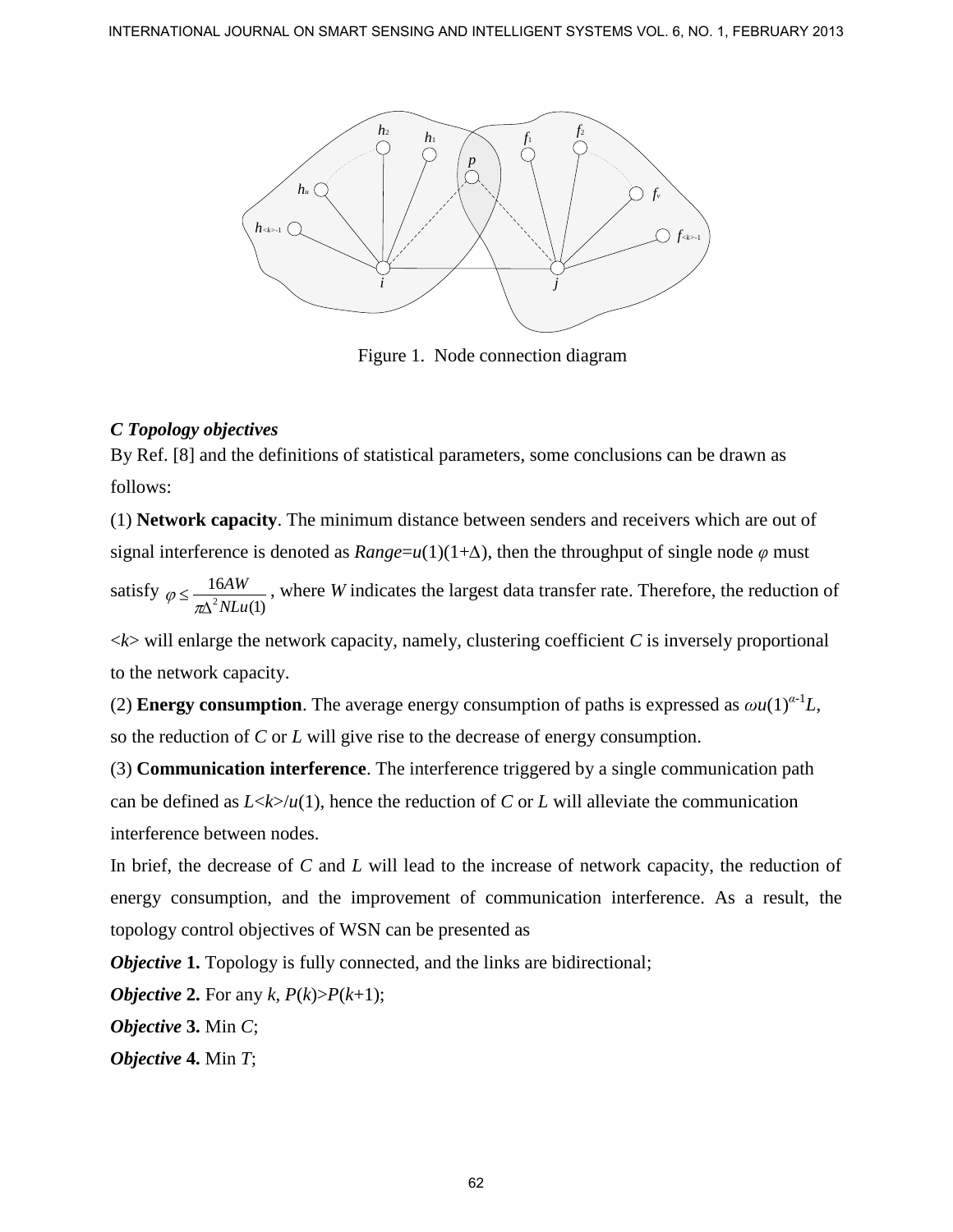Figure 1. Node connection diagram

### *C Topology objectives*

By Ref. [8] and the definitions of statistical parameters, some conclusions can be drawn as follows:

(1) **Network capacity**. The minimum distance between senders and receivers which are out of signal interference is denoted as $Range=u(1)(1+\Delta)$, then the throughput of single node $\varphi$ must satisfy $\varphi \leq \frac{16AW}{\pi\Delta^2 NLu(1)}$, where $W$ indicates the largest data transfer rate. Therefore, the reduction of $<k>$ will enlarge the network capacity, namely, clustering coefficient $C$ is inversely proportional to the network capacity.

(2) **Energy consumption**. The average energy consumption of paths is expressed as $\omega u(1)^{\alpha-1}L$, so the reduction of $C$ or $L$ will give rise to the decrease of energy consumption.

(3) **Communication interference**. The interference triggered by a single communication path can be defined as $L<k>/u(1)$, hence the reduction of $C$ or $L$ will alleviate the communication interference between nodes.

In brief, the decrease of $C$ and $L$ will lead to the increase of network capacity, the reduction of energy consumption, and the improvement of communication interference. As a result, the topology control objectives of WSN can be presented as

***Objective* 1.** Topology is fully connected, and the links are bidirectional;

***Objective* 2.** For any $k$, $P(k)>P(k+1)$;

***Objective* 3.** Min $C$;

***Objective* 4.** Min $T$;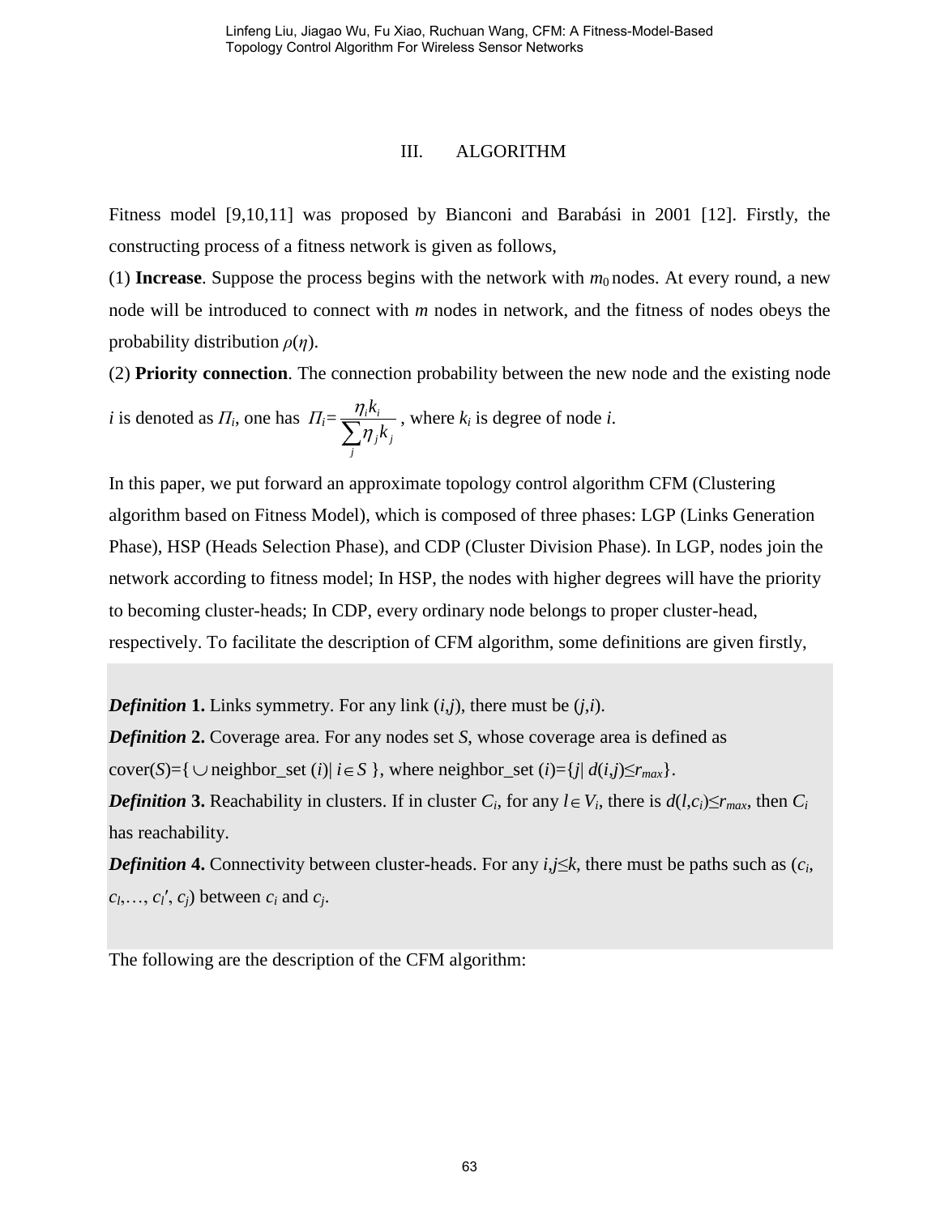# III. ALGORITHM

Fitness model [9,10,11] was proposed by Bianconi and Barabási in 2001 [12]. Firstly, the constructing process of a fitness network is given as follows,

(1) **Increase**. Suppose the process begins with the network with $m_0$ nodes. At every round, a new node will be introduced to connect with $m$ nodes in network, and the fitness of nodes obeys the probability distribution $\rho(\eta)$.

(2) **Priority connection**. The connection probability between the new node and the existing node $i$ is denoted as $\Pi_i$, one has $\Pi_i = \frac{\eta_i k_i}{\sum_j \eta_j k_j}$, where $k_i$ is degree of node $i$.

In this paper, we put forward an approximate topology control algorithm CFM (Clustering algorithm based on Fitness Model), which is composed of three phases: LGP (Links Generation Phase), HSP (Heads Selection Phase), and CDP (Cluster Division Phase). In LGP, nodes join the network according to fitness model; In HSP, the nodes with higher degrees will have the priority to becoming cluster-heads; In CDP, every ordinary node belongs to proper cluster-head, respectively. To facilitate the description of CFM algorithm, some definitions are given firstly,

***Definition* 1.** Links symmetry. For any link $(i,j)$, there must be $(j,i)$.

***Definition* 2.** Coverage area. For any nodes set $S$, whose coverage area is defined as $cover(S)=\{\cup \text{neighbor\_set}(i) \mid i\in S\}$, where $\text{neighbor\_set}(i)=\{j \mid d(i,j)\le r_{max}\}$.

***Definition* 3.** Reachability in clusters. If in cluster $C_i$, for any $l\in V_i$, there is $d(l,c_i)\le r_{max}$, then $C_i$ has reachability.

***Definition* 4.** Connectivity between cluster-heads. For any $i,j\le k$, there must be paths such as $(c_i, c_l,\ldots, c_l', c_j)$ between $c_i$ and $c_j$.

The following are the description of the CFM algorithm: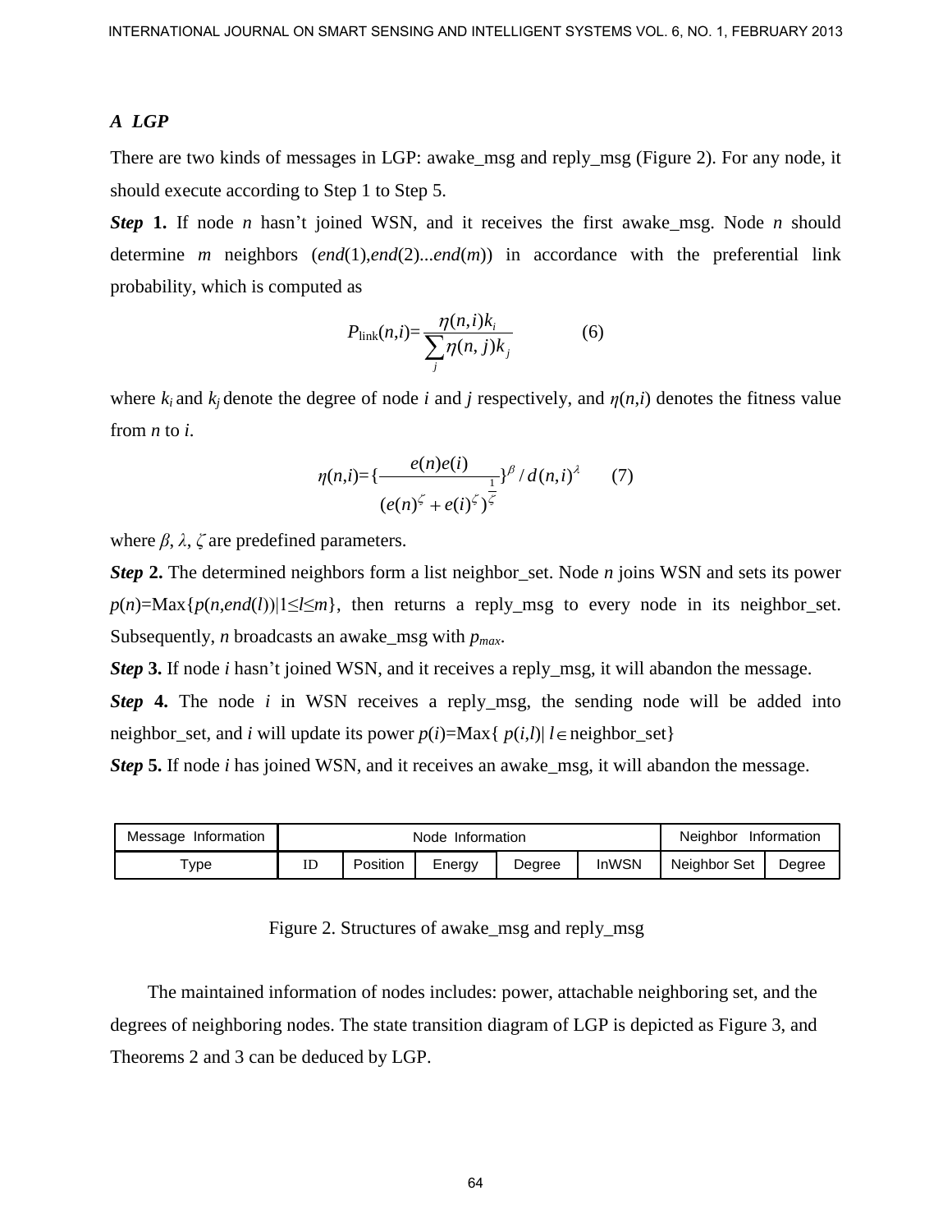### *A LGP*

There are two kinds of messages in LGP: awake_msg and reply_msg (Figure 2). For any node, it should execute according to Step 1 to Step 5.

***Step* 1.** If node $n$ hasn't joined WSN, and it receives the first awake_msg. Node $n$ should determine $m$ neighbors ($end(1), end(2)...end(m)$) in accordance with the preferential link probability, which is computed as

$$P_{\text{link}}(n,i)=\frac{\eta(n,i)k_i}{\sum_j \eta(n,j)k_j} \qquad (6)$$

where $k_i$ and $k_j$ denote the degree of node $i$ and $j$ respectively, and $\eta(n,i)$ denotes the fitness value from $n$ to $i$.

$$\eta(n,i)=\{\frac{e(n)e(i)}{(e(n)^{\zeta}+e(i)^{\zeta})^{\frac{1}{\zeta}}}\}^{\beta}/d(n,i)^{\lambda} \qquad (7)$$

where $\beta$, $\lambda$, $\zeta$ are predefined parameters.

***Step* 2.** The determined neighbors form a list neighbor_set. Node $n$ joins WSN and sets its power $p(n)$=Max$\{p(n,end(l))|1\leq l\leq m\}$, then returns a reply_msg to every node in its neighbor_set. Subsequently, $n$ broadcasts an awake_msg with $p_{max}$.

***Step* 3.** If node $i$ hasn't joined WSN, and it receives a reply_msg, it will abandon the message.

***Step* 4.** The node $i$ in WSN receives a reply_msg, the sending node will be added into neighbor_set, and $i$ will update its power $p(i)$=Max$\{ p(i,l)|\ l\in$ neighbor_set$\}$

***Step* 5.** If node $i$ has joined WSN, and it receives an awake_msg, it will abandon the message.

| Message Information | Node Information | | | | | Neighbor Information | |
|---|---|---|---|---|---|---|---|
| Type | ID | Position | Energy | Degree | InWSN | Neighbor Set | Degree |

Figure 2. Structures of awake_msg and reply_msg

The maintained information of nodes includes: power, attachable neighboring set, and the degrees of neighboring nodes. The state transition diagram of LGP is depicted as Figure 3, and Theorems 2 and 3 can be deduced by LGP.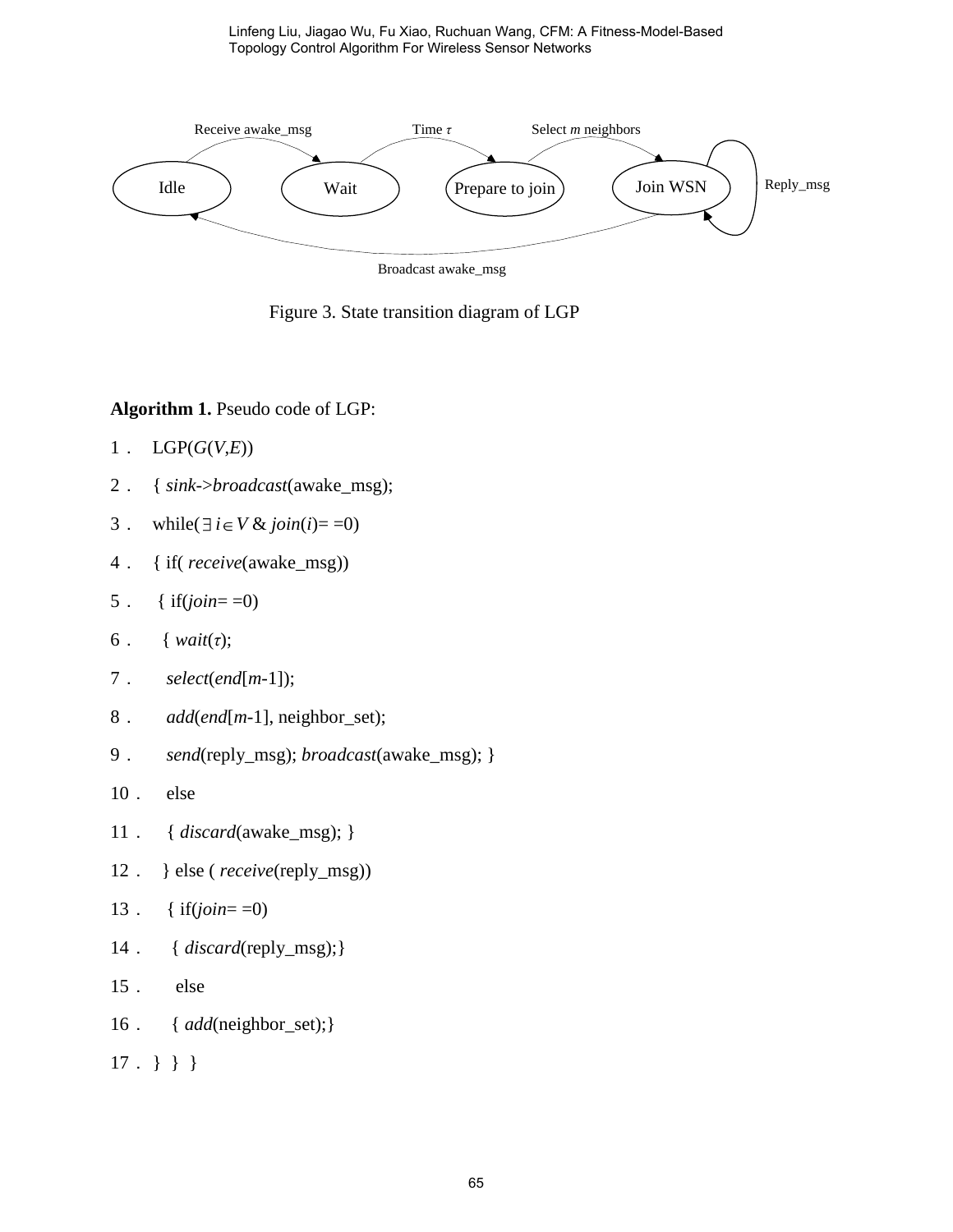Receive awake_msg    Time $\tau$    Select $m$ neighbors

Idle    Wait    Prepare to join    Join WSN    Reply_msg

Broadcast awake_msg

Figure 3. State transition diagram of LGP

**Algorithm 1.** Pseudo code of LGP:

```
1．  LGP(G(V,E))
2．  { sink->broadcast(awake_msg);
3．  while(∃ i∈V & join(i)= =0)
4．  { if( receive(awake_msg))
5．   { if(join= =0)
6．    { wait(τ);
7．     select(end[m-1]);
8．     add(end[m-1], neighbor_set);
9．     send(reply_msg); broadcast(awake_msg); }
10．    else
11．    { discard(awake_msg); }
12．  } else ( receive(reply_msg))
13．   { if(join= =0)
14．    { discard(reply_msg);}
15．    else
16．    { add(neighbor_set);}
17． } } }
```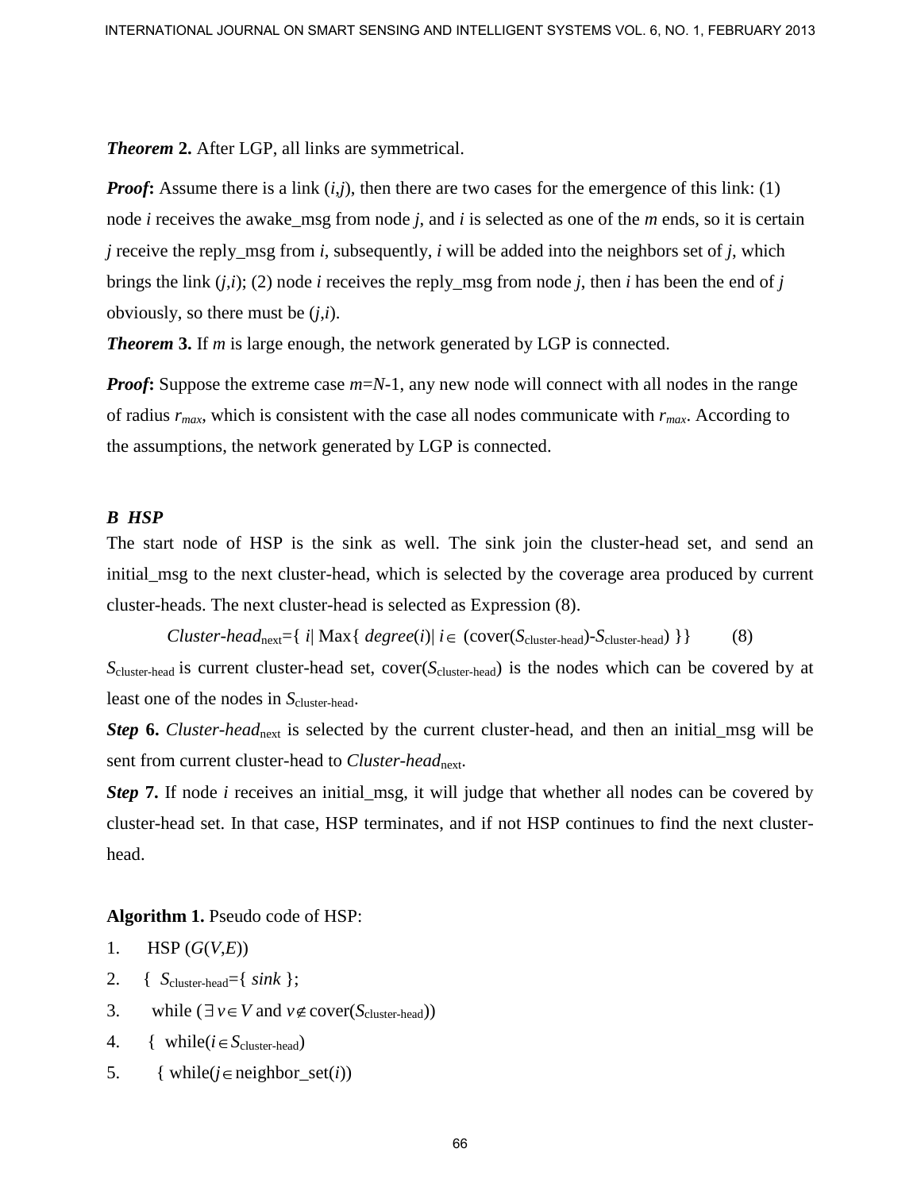***Theorem* 2.** After LGP, all links are symmetrical.

***Proof*:** Assume there is a link $(i,j)$, then there are two cases for the emergence of this link: (1) node $i$ receives the awake_msg from node $j$, and $i$ is selected as one of the $m$ ends, so it is certain $j$ receive the reply_msg from $i$, subsequently, $i$ will be added into the neighbors set of $j$, which brings the link $(j,i)$; (2) node $i$ receives the reply_msg from node $j$, then $i$ has been the end of $j$ obviously, so there must be $(j,i)$.

***Theorem* 3.** If $m$ is large enough, the network generated by LGP is connected.

***Proof*:** Suppose the extreme case $m=N$-1, any new node will connect with all nodes in the range of radius $r_{max}$, which is consistent with the case all nodes communicate with $r_{max}$. According to the assumptions, the network generated by LGP is connected.

### *B HSP*

The start node of HSP is the sink as well. The sink join the cluster-head set, and send an initial_msg to the next cluster-head, which is selected by the coverage area produced by current cluster-heads. The next cluster-head is selected as Expression (8).

$$Cluster\text{-}head_{\text{next}}=\{\ i|\ \text{Max}\{\ degree(i)|\ i\in\ (\text{cover}(S_{\text{cluster-head}})\text{-}S_{\text{cluster-head}})\ \}\} \qquad (8)$$

$S_{\text{cluster-head}}$ is current cluster-head set, cover($S_{\text{cluster-head}}$) is the nodes which can be covered by at least one of the nodes in $S_{\text{cluster-head}}$.

***Step* 6.** *Cluster-head*$_{\text{next}}$ is selected by the current cluster-head, and then an initial_msg will be sent from current cluster-head to *Cluster-head*$_{\text{next}}$.

***Step* 7.** If node $i$ receives an initial_msg, it will judge that whether all nodes can be covered by cluster-head set. In that case, HSP terminates, and if not HSP continues to find the next cluster-head.

**Algorithm 1.** Pseudo code of HSP:

1. HSP ($G(V,E)$)
2. { $S_{\text{cluster-head}}$={ *sink* };
3. while ($\exists\, v\in V$ and $v\notin$ cover($S_{\text{cluster-head}}$))
4. { while($i\in S_{\text{cluster-head}}$)
5. { while($j\in$ neighbor_set($i$))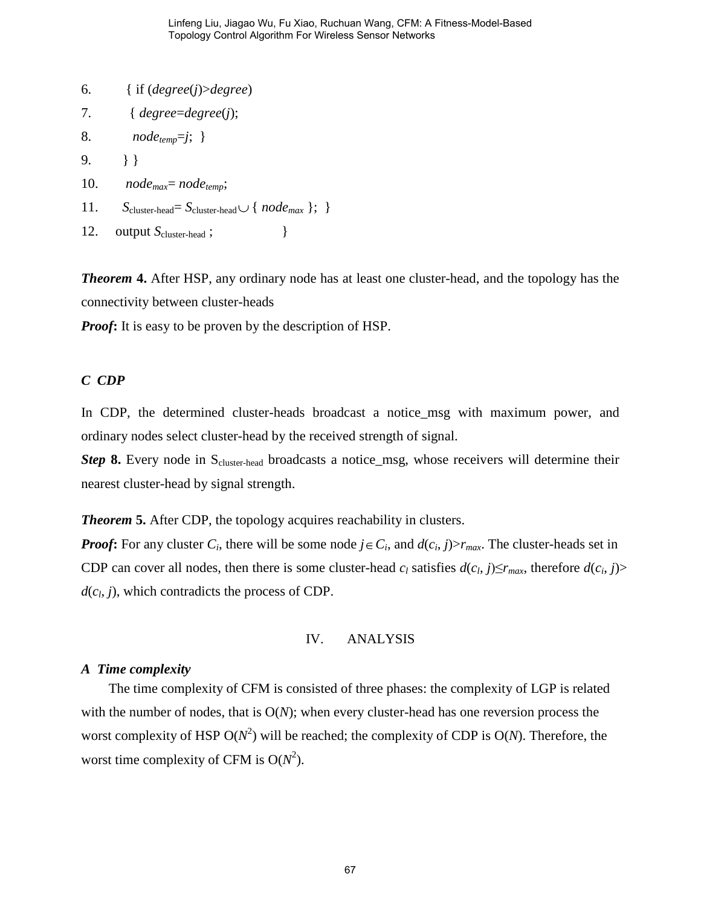```
6.        { if (degree(j)>degree)
7.         { degree=degree(j);
8.           node_temp=j;  }
9.       } }
10.       node_max= node_temp;
11.      S_cluster-head= S_cluster-head ∪ { node_max };  }
12.    output S_cluster-head ;                 }
```

***Theorem* 4.** After HSP, any ordinary node has at least one cluster-head, and the topology has the connectivity between cluster-heads

***Proof*:** It is easy to be proven by the description of HSP.

### *C  CDP*

In CDP, the determined cluster-heads broadcast a notice_msg with maximum power, and ordinary nodes select cluster-head by the received strength of signal.

***Step* 8.** Every node in $S_{\text{cluster-head}}$ broadcasts a notice_msg, whose receivers will determine their nearest cluster-head by signal strength.

***Theorem* 5.** After CDP, the topology acquires reachability in clusters.

***Proof*:** For any cluster $C_i$, there will be some node $j \in C_i$, and $d(c_i, j)>r_{max}$. The cluster-heads set in CDP can cover all nodes, then there is some cluster-head $c_l$ satisfies $d(c_l, j) \leq r_{max}$, therefore $d(c_i, j)> d(c_l, j)$, which contradicts the process of CDP.

## IV. ANALYSIS

### *A  Time complexity*

The time complexity of CFM is consisted of three phases: the complexity of LGP is related with the number of nodes, that is O($N$); when every cluster-head has one reversion process the worst complexity of HSP O($N^2$) will be reached; the complexity of CDP is O($N$). Therefore, the worst time complexity of CFM is O($N^2$).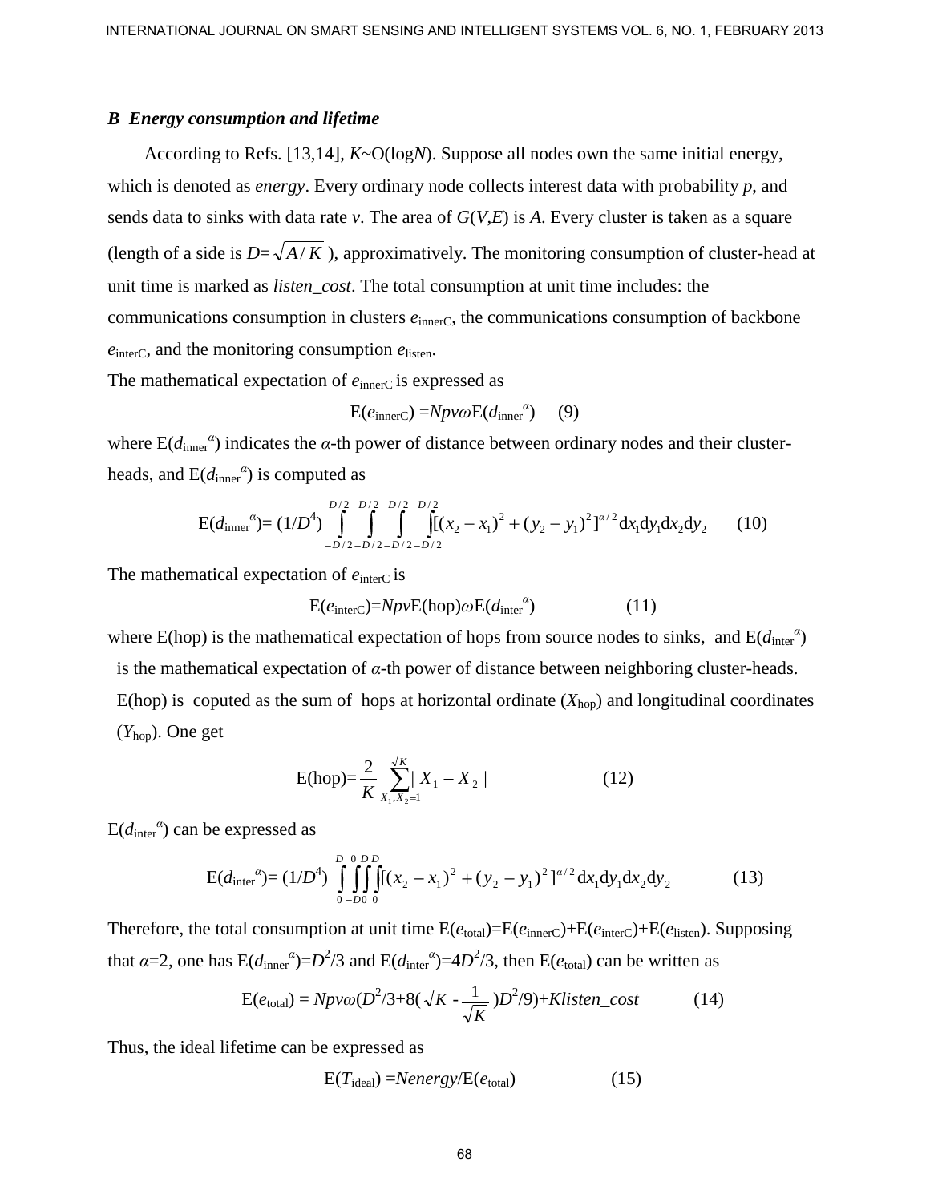### *B Energy consumption and lifetime*

According to Refs. [13,14], $K$~O(log$N$). Suppose all nodes own the same initial energy, which is denoted as *energy*. Every ordinary node collects interest data with probability $p$, and sends data to sinks with data rate $v$. The area of $G(V,E)$ is $A$. Every cluster is taken as a square (length of a side is $D=\sqrt{A/K}$ ), approximatively. The monitoring consumption of cluster-head at unit time is marked as *listen_cost*. The total consumption at unit time includes: the communications consumption in clusters $e_{\text{innerC}}$, the communications consumption of backbone $e_{\text{interC}}$, and the monitoring consumption $e_{\text{listen}}$.

The mathematical expectation of $e_{\text{innerC}}$ is expressed as

$$\mathrm{E}(e_{\text{innerC}}) = Npv\omega \mathrm{E}(d_{\text{inner}}^{\alpha}) \qquad (9)$$

where $\mathrm{E}(d_{\text{inner}}^{\alpha})$ indicates the $\alpha$-th power of distance between ordinary nodes and their cluster-heads, and $\mathrm{E}(d_{\text{inner}}^{\alpha})$ is computed as

$$\mathrm{E}(d_{\text{inner}}^{\alpha}) = (1/D^4) \int_{-D/2}^{D/2}\int_{-D/2}^{D/2}\int_{-D/2}^{D/2}\int_{-D/2}^{D/2} [(x_2-x_1)^2+(y_2-y_1)^2]^{\alpha/2} \mathrm{d}x_1 \mathrm{d}y_1 \mathrm{d}x_2 \mathrm{d}y_2 \qquad (10)$$

The mathematical expectation of $e_{\text{interC}}$ is

$$\mathrm{E}(e_{\text{interC}}) = Npv\mathrm{E}(\text{hop})\omega \mathrm{E}(d_{\text{inter}}^{\alpha}) \qquad (11)$$

where E(hop) is the mathematical expectation of hops from source nodes to sinks, and $\mathrm{E}(d_{\text{inter}}^{\alpha})$ is the mathematical expectation of $\alpha$-th power of distance between neighboring cluster-heads. E(hop) is coputed as the sum of hops at horizontal ordinate ($X_{\text{hop}}$) and longitudinal coordinates ($Y_{\text{hop}}$). One get

$$\mathrm{E}(\text{hop}) = \frac{2}{K} \sum_{X_1, X_2 = 1}^{\sqrt{K}} |X_1 - X_2| \qquad (12)$$

$\mathrm{E}(d_{\text{inter}}^{\alpha})$ can be expressed as

$$\mathrm{E}(d_{\text{inter}}^{\alpha}) = (1/D^4) \int_{0}^{D}\int_{-D}^{0}\int_{0}^{D}\int_{0}^{D} [(x_2-x_1)^2+(y_2-y_1)^2]^{\alpha/2} \mathrm{d}x_1 \mathrm{d}y_1 \mathrm{d}x_2 \mathrm{d}y_2 \qquad (13)$$

Therefore, the total consumption at unit time $\mathrm{E}(e_{\text{total}})=\mathrm{E}(e_{\text{innerC}})+\mathrm{E}(e_{\text{interC}})+\mathrm{E}(e_{\text{listen}})$. Supposing that $\alpha=2$, one has $\mathrm{E}(d_{\text{inner}}^{\alpha})=D^2/3$ and $\mathrm{E}(d_{\text{inter}}^{\alpha})=4D^2/3$, then $\mathrm{E}(e_{\text{total}})$ can be written as

$$\mathrm{E}(e_{\text{total}}) = Npv\omega(D^2/3+8(\sqrt{K} - \frac{1}{\sqrt{K}})D^2/9)+K listen\_cost \qquad (14)$$

Thus, the ideal lifetime can be expressed as

$$\mathrm{E}(T_{\text{ideal}}) = N energy/\mathrm{E}(e_{\text{total}}) \qquad (15)$$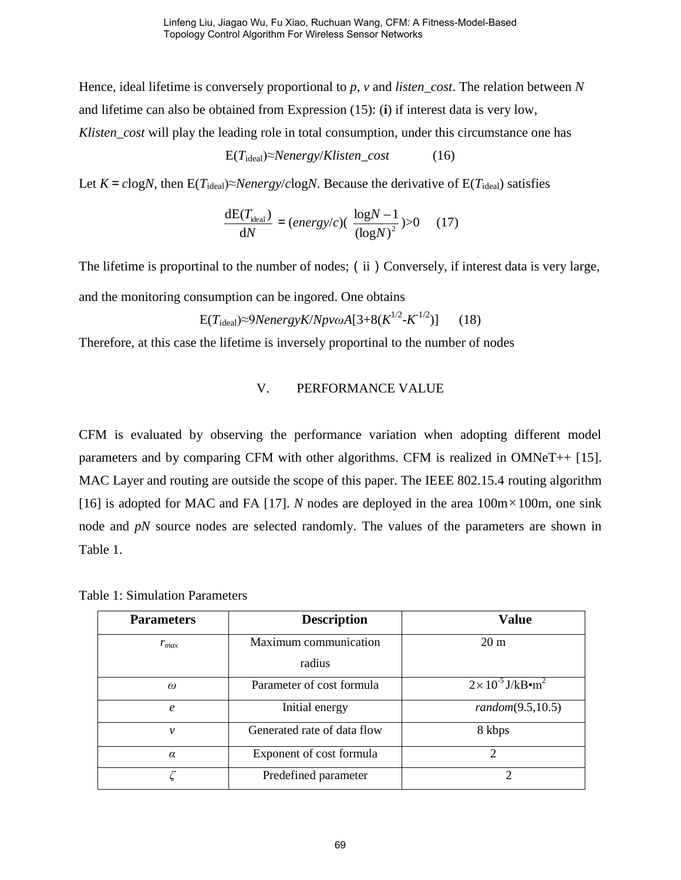Hence, ideal lifetime is conversely proportional to $p$, $v$ and *listen_cost*. The relation between $N$ and lifetime can also be obtained from Expression (15): (**i**) if interest data is very low, *Klisten_cost* will play the leading role in total consumption, under this circumstance one has

$$\mathrm{E}(T_{\mathrm{ideal}})\approx Nenergy/Klisten\_cost \qquad (16)$$

Let $K = c\log N$, then $\mathrm{E}(T_{\mathrm{ideal}})\approx Nenergy/c\log N$. Because the derivative of $\mathrm{E}(T_{\mathrm{ideal}})$ satisfies

$$\frac{\mathrm{dE}(T_{\mathrm{ideal}})}{\mathrm{d}N} = (energy/c)\left(\frac{\log N - 1}{(\log N)^2}\right) > 0 \qquad (17)$$

The lifetime is proportinal to the number of nodes; (ii) Conversely, if interest data is very large, and the monitoring consumption can be ingored. One obtains

$$\mathrm{E}(T_{\mathrm{ideal}})\approx 9NenergyK/Npv\omega A[3+8(K^{1/2}-K^{-1/2})] \qquad (18)$$

Therefore, at this case the lifetime is inversely proportinal to the number of nodes

## V. PERFORMANCE VALUE

CFM is evaluated by observing the performance variation when adopting different model parameters and by comparing CFM with other algorithms. CFM is realized in OMNeT++ [15]. MAC Layer and routing are outside the scope of this paper. The IEEE 802.15.4 routing algorithm [16] is adopted for MAC and FA [17]. $N$ nodes are deployed in the area 100m×100m, one sink node and $pN$ source nodes are selected randomly. The values of the parameters are shown in Table 1.

Table 1: Simulation Parameters

| Parameters | Description | Value |
|---|---|---|
| $r_{max}$ | Maximum communication radius | 20 m |
| $\omega$ | Parameter of cost formula | $2\times 10^{-5}$ J/kB•m$^2$ |
| $e$ | Initial energy | *random*(9.5,10.5) |
| $v$ | Generated rate of data flow | 8 kbps |
| $\alpha$ | Exponent of cost formula | 2 |
| $\zeta$ | Predefined parameter | 2 |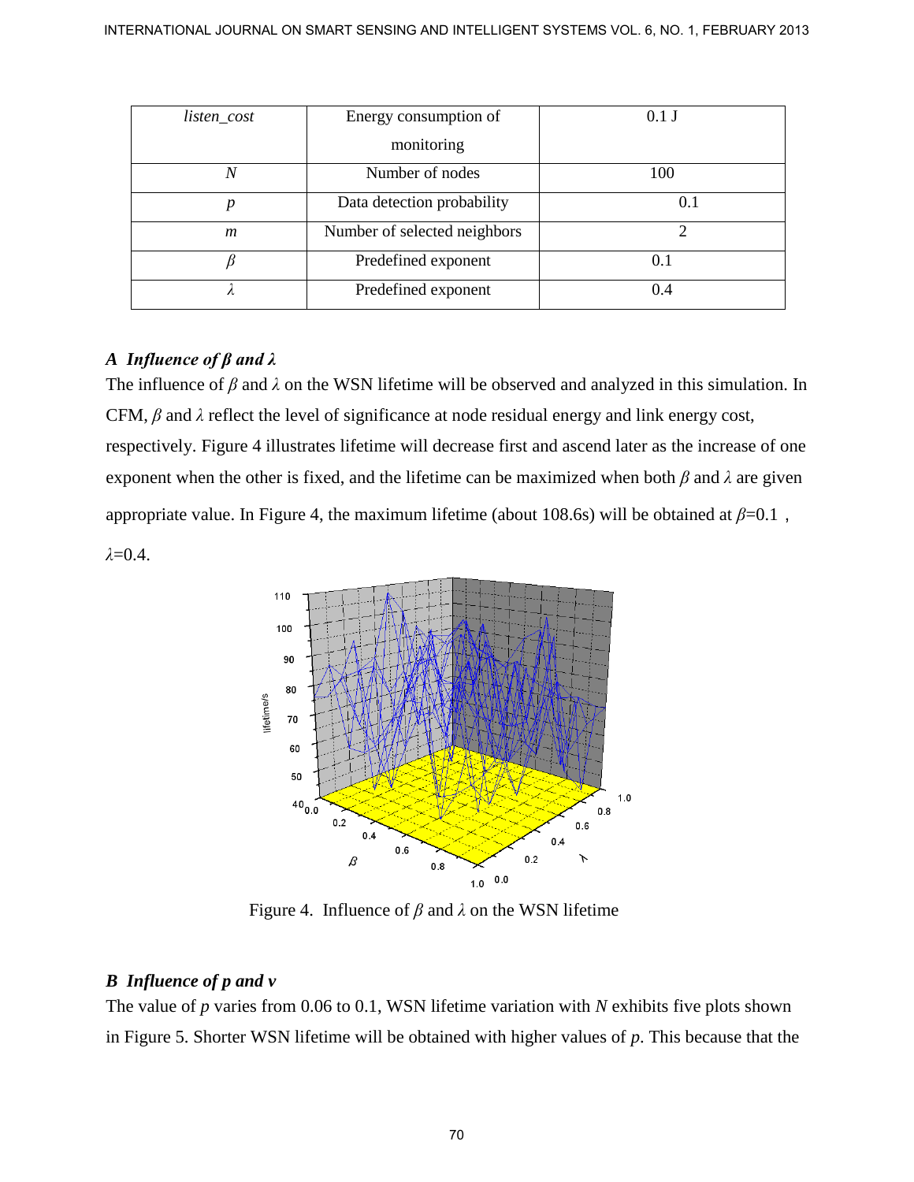| *listen_cost* | Energy consumption of monitoring | 0.1 J |
| --- | --- | --- |
| *N* | Number of nodes | 100 |
| *p* | Data detection probability | 0.1 |
| *m* | Number of selected neighbors | 2 |
| *β* | Predefined exponent | 0.1 |
| *λ* | Predefined exponent | 0.4 |

### *A Influence of β and λ*

The influence of $\beta$ and $\lambda$ on the WSN lifetime will be observed and analyzed in this simulation. In CFM, $\beta$ and $\lambda$ reflect the level of significance at node residual energy and link energy cost, respectively. Figure 4 illustrates lifetime will decrease first and ascend later as the increase of one exponent when the other is fixed, and the lifetime can be maximized when both $\beta$ and $\lambda$ are given appropriate value. In Figure 4, the maximum lifetime (about 108.6s) will be obtained at $\beta$=0.1 , $\lambda$=0.4.

Figure 4. Influence of $\beta$ and $\lambda$ on the WSN lifetime

### *B Influence of p and v*

The value of $p$ varies from 0.06 to 0.1, WSN lifetime variation with $N$ exhibits five plots shown in Figure 5. Shorter WSN lifetime will be obtained with higher values of $p$. This because that the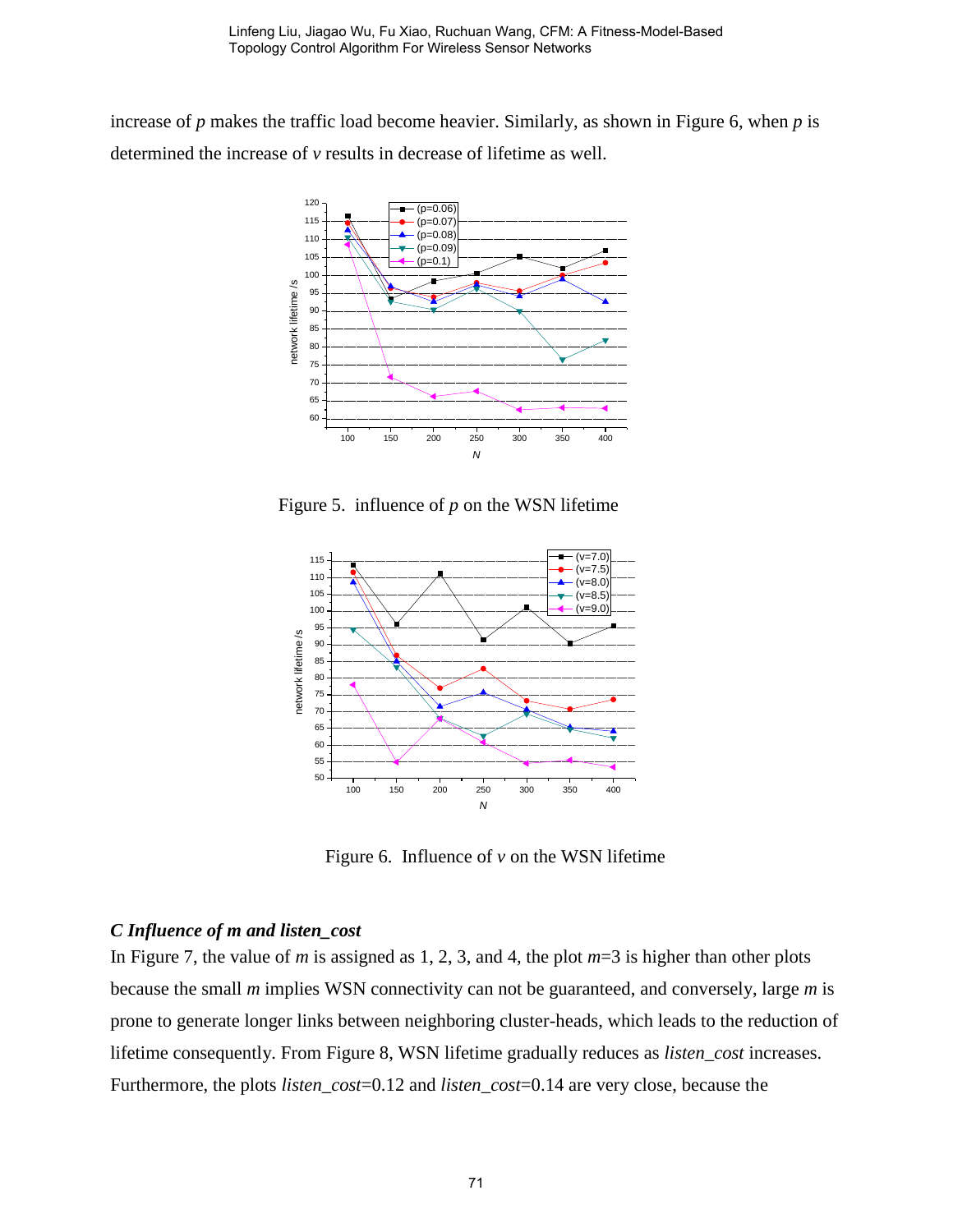increase of $p$ makes the traffic load become heavier. Similarly, as shown in Figure 6, when $p$ is determined the increase of $v$ results in decrease of lifetime as well.

Figure 5. influence of $p$ on the WSN lifetime

Figure 6. Influence of $v$ on the WSN lifetime

### *C Influence of m and listen_cost*

In Figure 7, the value of $m$ is assigned as 1, 2, 3, and 4, the plot $m$=3 is higher than other plots because the small $m$ implies WSN connectivity can not be guaranteed, and conversely, large $m$ is prone to generate longer links between neighboring cluster-heads, which leads to the reduction of lifetime consequently. From Figure 8, WSN lifetime gradually reduces as *listen_cost* increases. Furthermore, the plots *listen_cost*=0.12 and *listen_cost*=0.14 are very close, because the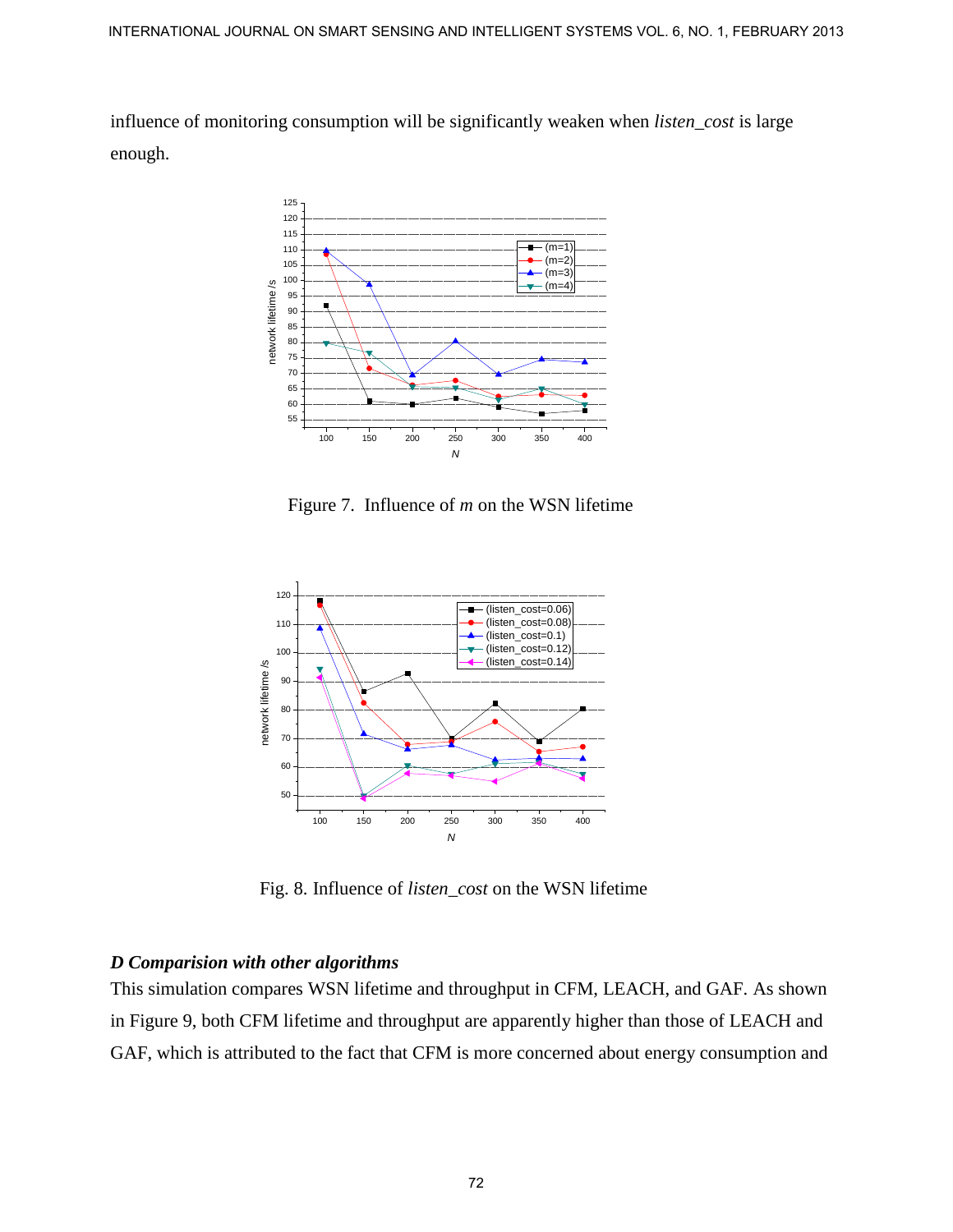influence of monitoring consumption will be significantly weaken when *listen_cost* is large enough.

Figure 7. Influence of *m* on the WSN lifetime

Fig. 8. Influence of *listen_cost* on the WSN lifetime

### *D Comparision with other algorithms*

This simulation compares WSN lifetime and throughput in CFM, LEACH, and GAF. As shown in Figure 9, both CFM lifetime and throughput are apparently higher than those of LEACH and GAF, which is attributed to the fact that CFM is more concerned about energy consumption and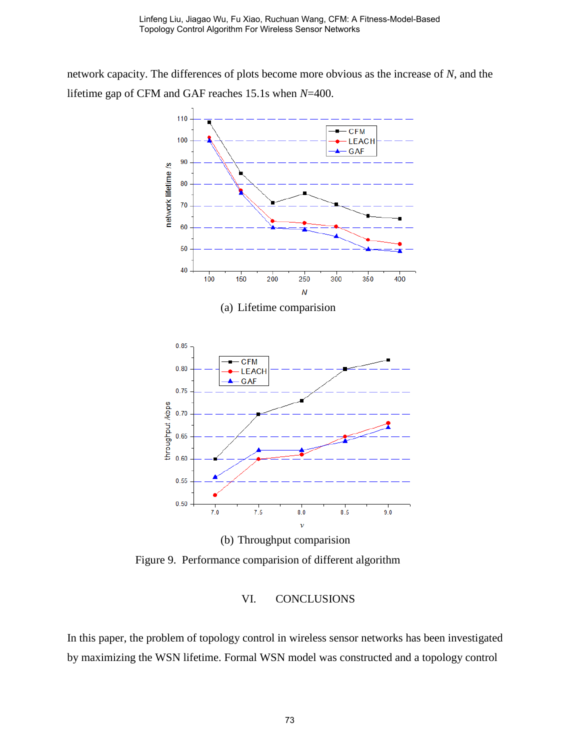network capacity. The differences of plots become more obvious as the increase of $N$, and the lifetime gap of CFM and GAF reaches 15.1s when $N$=400.

(a) Lifetime comparision

(b) Throughput comparision

Figure 9. Performance comparision of different algorithm

## VI. CONCLUSIONS

In this paper, the problem of topology control in wireless sensor networks has been investigated by maximizing the WSN lifetime. Formal WSN model was constructed and a topology control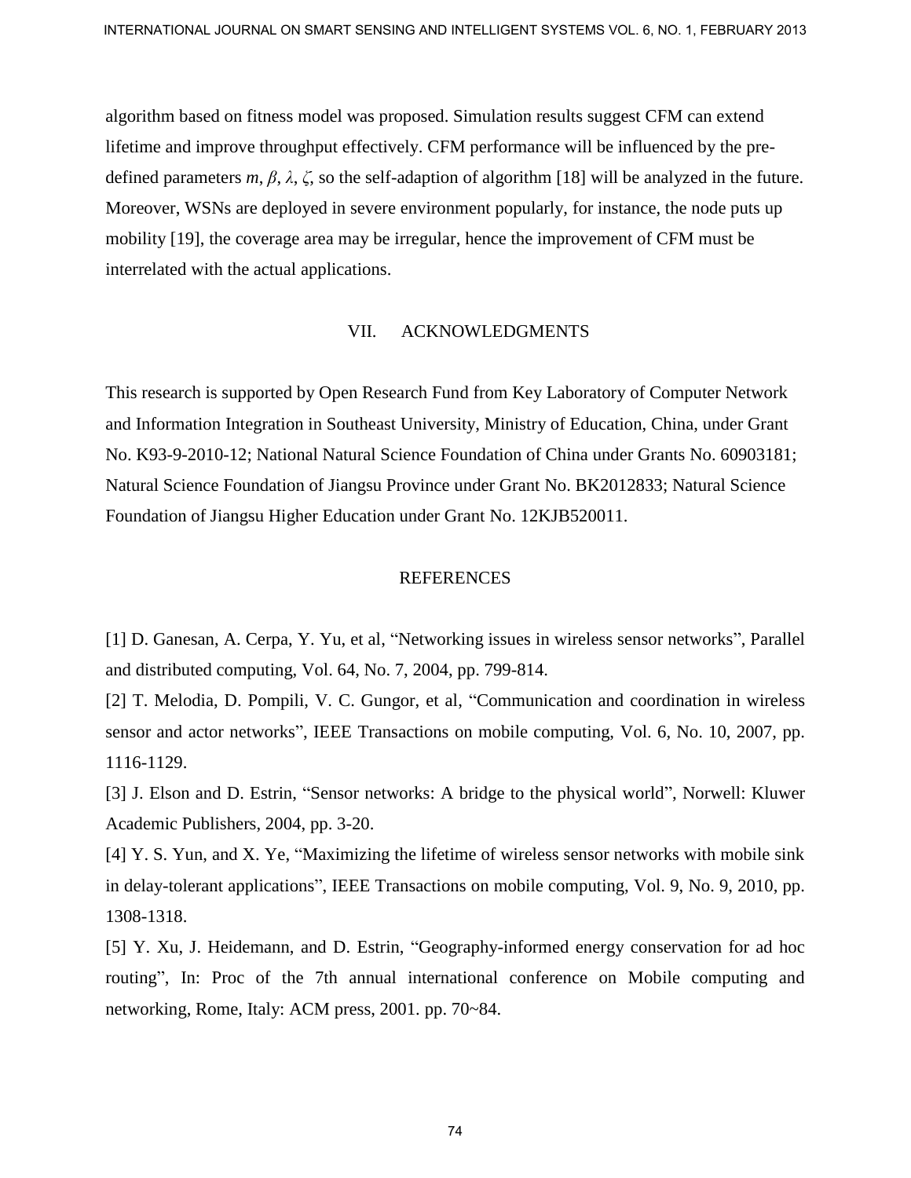algorithm based on fitness model was proposed. Simulation results suggest CFM can extend lifetime and improve throughput effectively. CFM performance will be influenced by the pre-defined parameters $m$, $\beta$, $\lambda$, $\zeta$, so the self-adaption of algorithm [18] will be analyzed in the future. Moreover, WSNs are deployed in severe environment popularly, for instance, the node puts up mobility [19], the coverage area may be irregular, hence the improvement of CFM must be interrelated with the actual applications.

## VII. ACKNOWLEDGMENTS

This research is supported by Open Research Fund from Key Laboratory of Computer Network and Information Integration in Southeast University, Ministry of Education, China, under Grant No. K93-9-2010-12; National Natural Science Foundation of China under Grants No. 60903181; Natural Science Foundation of Jiangsu Province under Grant No. BK2012833; Natural Science Foundation of Jiangsu Higher Education under Grant No. 12KJB520011.

## REFERENCES

[1] D. Ganesan, A. Cerpa, Y. Yu, et al, "Networking issues in wireless sensor networks", Parallel and distributed computing, Vol. 64, No. 7, 2004, pp. 799-814.

[2] T. Melodia, D. Pompili, V. C. Gungor, et al, "Communication and coordination in wireless sensor and actor networks", IEEE Transactions on mobile computing, Vol. 6, No. 10, 2007, pp. 1116-1129.

[3] J. Elson and D. Estrin, "Sensor networks: A bridge to the physical world", Norwell: Kluwer Academic Publishers, 2004, pp. 3-20.

[4] Y. S. Yun, and X. Ye, "Maximizing the lifetime of wireless sensor networks with mobile sink in delay-tolerant applications", IEEE Transactions on mobile computing, Vol. 9, No. 9, 2010, pp. 1308-1318.

[5] Y. Xu, J. Heidemann, and D. Estrin, "Geography-informed energy conservation for ad hoc routing", In: Proc of the 7th annual international conference on Mobile computing and networking, Rome, Italy: ACM press, 2001. pp. 70~84.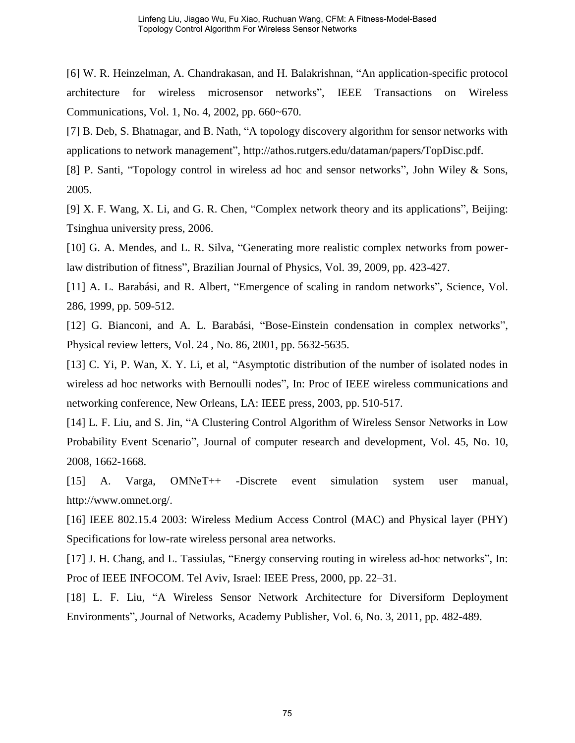[6] W. R. Heinzelman, A. Chandrakasan, and H. Balakrishnan, “An application-specific protocol architecture for wireless microsensor networks”, IEEE Transactions on Wireless Communications, Vol. 1, No. 4, 2002, pp. 660~670.

[7] B. Deb, S. Bhatnagar, and B. Nath, “A topology discovery algorithm for sensor networks with applications to network management”, http://athos.rutgers.edu/dataman/papers/TopDisc.pdf.

[8] P. Santi, “Topology control in wireless ad hoc and sensor networks”, John Wiley & Sons, 2005.

[9] X. F. Wang, X. Li, and G. R. Chen, “Complex network theory and its applications”, Beijing: Tsinghua university press, 2006.

[10] G. A. Mendes, and L. R. Silva, “Generating more realistic complex networks from power-law distribution of fitness”, Brazilian Journal of Physics, Vol. 39, 2009, pp. 423-427.

[11] A. L. Barabási, and R. Albert, “Emergence of scaling in random networks”, Science, Vol. 286, 1999, pp. 509-512.

[12] G. Bianconi, and A. L. Barabási, “Bose-Einstein condensation in complex networks”, Physical review letters, Vol. 24 , No. 86, 2001, pp. 5632-5635.

[13] C. Yi, P. Wan, X. Y. Li, et al, “Asymptotic distribution of the number of isolated nodes in wireless ad hoc networks with Bernoulli nodes”, In: Proc of IEEE wireless communications and networking conference, New Orleans, LA: IEEE press, 2003, pp. 510-517.

[14] L. F. Liu, and S. Jin, “A Clustering Control Algorithm of Wireless Sensor Networks in Low Probability Event Scenario”, Journal of computer research and development, Vol. 45, No. 10, 2008, 1662-1668.

[15] A. Varga, OMNeT++ -Discrete event simulation system user manual, http://www.omnet.org/.

[16] IEEE 802.15.4 2003: Wireless Medium Access Control (MAC) and Physical layer (PHY) Specifications for low-rate wireless personal area networks.

[17] J. H. Chang, and L. Tassiulas, “Energy conserving routing in wireless ad-hoc networks”, In: Proc of IEEE INFOCOM. Tel Aviv, Israel: IEEE Press, 2000, pp. 22–31.

[18] L. F. Liu, “A Wireless Sensor Network Architecture for Diversiform Deployment Environments”, Journal of Networks, Academy Publisher, Vol. 6, No. 3, 2011, pp. 482-489.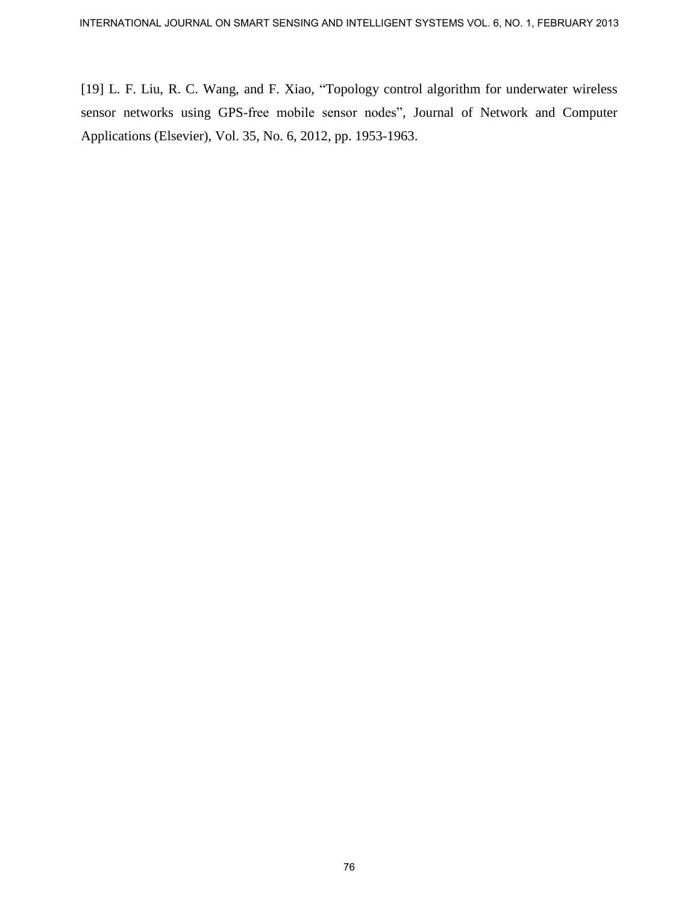[19] L. F. Liu, R. C. Wang, and F. Xiao, "Topology control algorithm for underwater wireless sensor networks using GPS-free mobile sensor nodes", Journal of Network and Computer Applications (Elsevier), Vol. 35, No. 6, 2012, pp. 1953-1963.